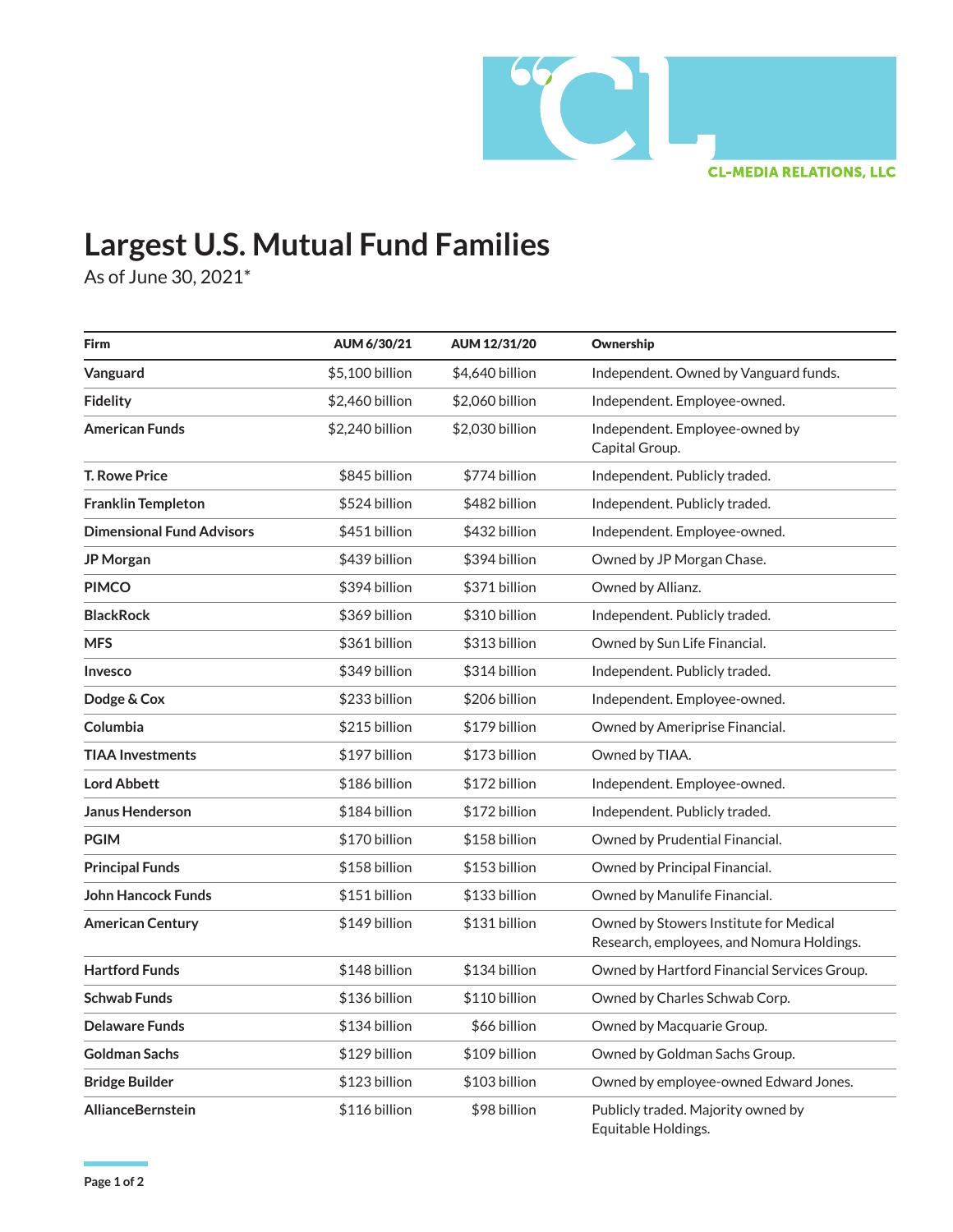CL-MEDIA RELATIONS, LLC

# Largest U.S. Mutual Fund Families

As of June 30, 2021*

| Firm | AUM 6/30/21 | AUM 12/31/20 | Ownership |
|---|---|---|---|
| **Vanguard** | $5,100 billion | $4,640 billion | Independent. Owned by Vanguard funds. |
| **Fidelity** | $2,460 billion | $2,060 billion | Independent. Employee-owned. |
| **American Funds** | $2,240 billion | $2,030 billion | Independent. Employee-owned by Capital Group. |
| **T. Rowe Price** | $845 billion | $774 billion | Independent. Publicly traded. |
| **Franklin Templeton** | $524 billion | $482 billion | Independent. Publicly traded. |
| **Dimensional Fund Advisors** | $451 billion | $432 billion | Independent. Employee-owned. |
| **JP Morgan** | $439 billion | $394 billion | Owned by JP Morgan Chase. |
| **PIMCO** | $394 billion | $371 billion | Owned by Allianz. |
| **BlackRock** | $369 billion | $310 billion | Independent. Publicly traded. |
| **MFS** | $361 billion | $313 billion | Owned by Sun Life Financial. |
| **Invesco** | $349 billion | $314 billion | Independent. Publicly traded. |
| **Dodge & Cox** | $233 billion | $206 billion | Independent. Employee-owned. |
| **Columbia** | $215 billion | $179 billion | Owned by Ameriprise Financial. |
| **TIAA Investments** | $197 billion | $173 billion | Owned by TIAA. |
| **Lord Abbett** | $186 billion | $172 billion | Independent. Employee-owned. |
| **Janus Henderson** | $184 billion | $172 billion | Independent. Publicly traded. |
| **PGIM** | $170 billion | $158 billion | Owned by Prudential Financial. |
| **Principal Funds** | $158 billion | $153 billion | Owned by Principal Financial. |
| **John Hancock Funds** | $151 billion | $133 billion | Owned by Manulife Financial. |
| **American Century** | $149 billion | $131 billion | Owned by Stowers Institute for Medical Research, employees, and Nomura Holdings. |
| **Hartford Funds** | $148 billion | $134 billion | Owned by Hartford Financial Services Group. |
| **Schwab Funds** | $136 billion | $110 billion | Owned by Charles Schwab Corp. |
| **Delaware Funds** | $134 billion | $66 billion | Owned by Macquarie Group. |
| **Goldman Sachs** | $129 billion | $109 billion | Owned by Goldman Sachs Group. |
| **Bridge Builder** | $123 billion | $103 billion | Owned by employee-owned Edward Jones. |
| **AllianceBernstein** | $116 billion | $98 billion | Publicly traded. Majority owned by Equitable Holdings. |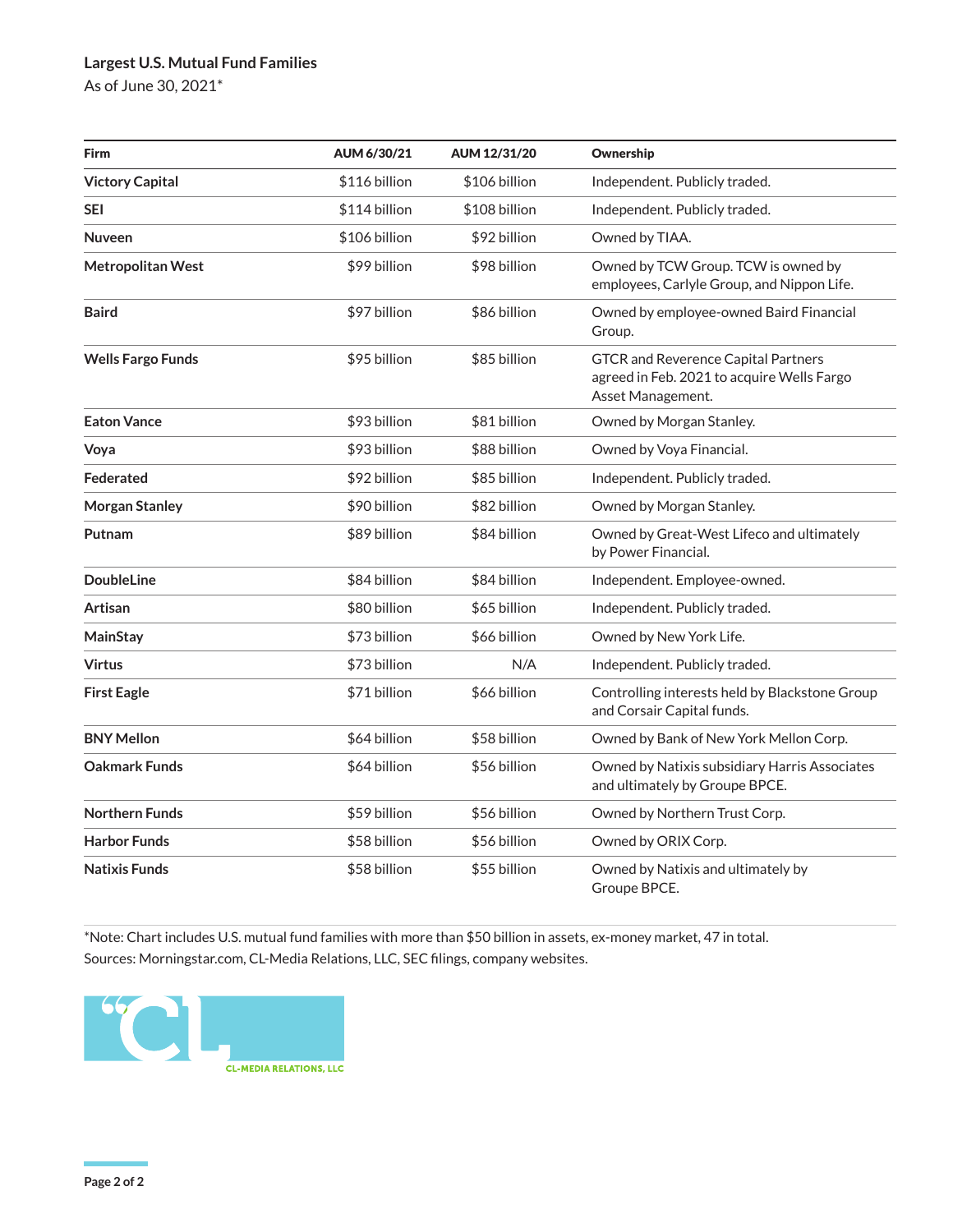**Largest U.S. Mutual Fund Families**

As of June 30, 2021*

| Firm | AUM 6/30/21 | AUM 12/31/20 | Ownership |
|---|---|---|---|
| **Victory Capital** | $116 billion | $106 billion | Independent. Publicly traded. |
| **SEI** | $114 billion | $108 billion | Independent. Publicly traded. |
| **Nuveen** | $106 billion | $92 billion | Owned by TIAA. |
| **Metropolitan West** | $99 billion | $98 billion | Owned by TCW Group. TCW is owned by employees, Carlyle Group, and Nippon Life. |
| **Baird** | $97 billion | $86 billion | Owned by employee-owned Baird Financial Group. |
| **Wells Fargo Funds** | $95 billion | $85 billion | GTCR and Reverence Capital Partners agreed in Feb. 2021 to acquire Wells Fargo Asset Management. |
| **Eaton Vance** | $93 billion | $81 billion | Owned by Morgan Stanley. |
| **Voya** | $93 billion | $88 billion | Owned by Voya Financial. |
| **Federated** | $92 billion | $85 billion | Independent. Publicly traded. |
| **Morgan Stanley** | $90 billion | $82 billion | Owned by Morgan Stanley. |
| **Putnam** | $89 billion | $84 billion | Owned by Great-West Lifeco and ultimately by Power Financial. |
| **DoubleLine** | $84 billion | $84 billion | Independent. Employee-owned. |
| **Artisan** | $80 billion | $65 billion | Independent. Publicly traded. |
| **MainStay** | $73 billion | $66 billion | Owned by New York Life. |
| **Virtus** | $73 billion | N/A | Independent. Publicly traded. |
| **First Eagle** | $71 billion | $66 billion | Controlling interests held by Blackstone Group and Corsair Capital funds. |
| **BNY Mellon** | $64 billion | $58 billion | Owned by Bank of New York Mellon Corp. |
| **Oakmark Funds** | $64 billion | $56 billion | Owned by Natixis subsidiary Harris Associates and ultimately by Groupe BPCE. |
| **Northern Funds** | $59 billion | $56 billion | Owned by Northern Trust Corp. |
| **Harbor Funds** | $58 billion | $56 billion | Owned by ORIX Corp. |
| **Natixis Funds** | $58 billion | $55 billion | Owned by Natixis and ultimately by Groupe BPCE. |

*Note: Chart includes U.S. mutual fund families with more than $50 billion in assets, ex-money market, 47 in total.
Sources: Morningstar.com, CL-Media Relations, LLC, SEC filings, company websites.

CL-MEDIA RELATIONS, LLC